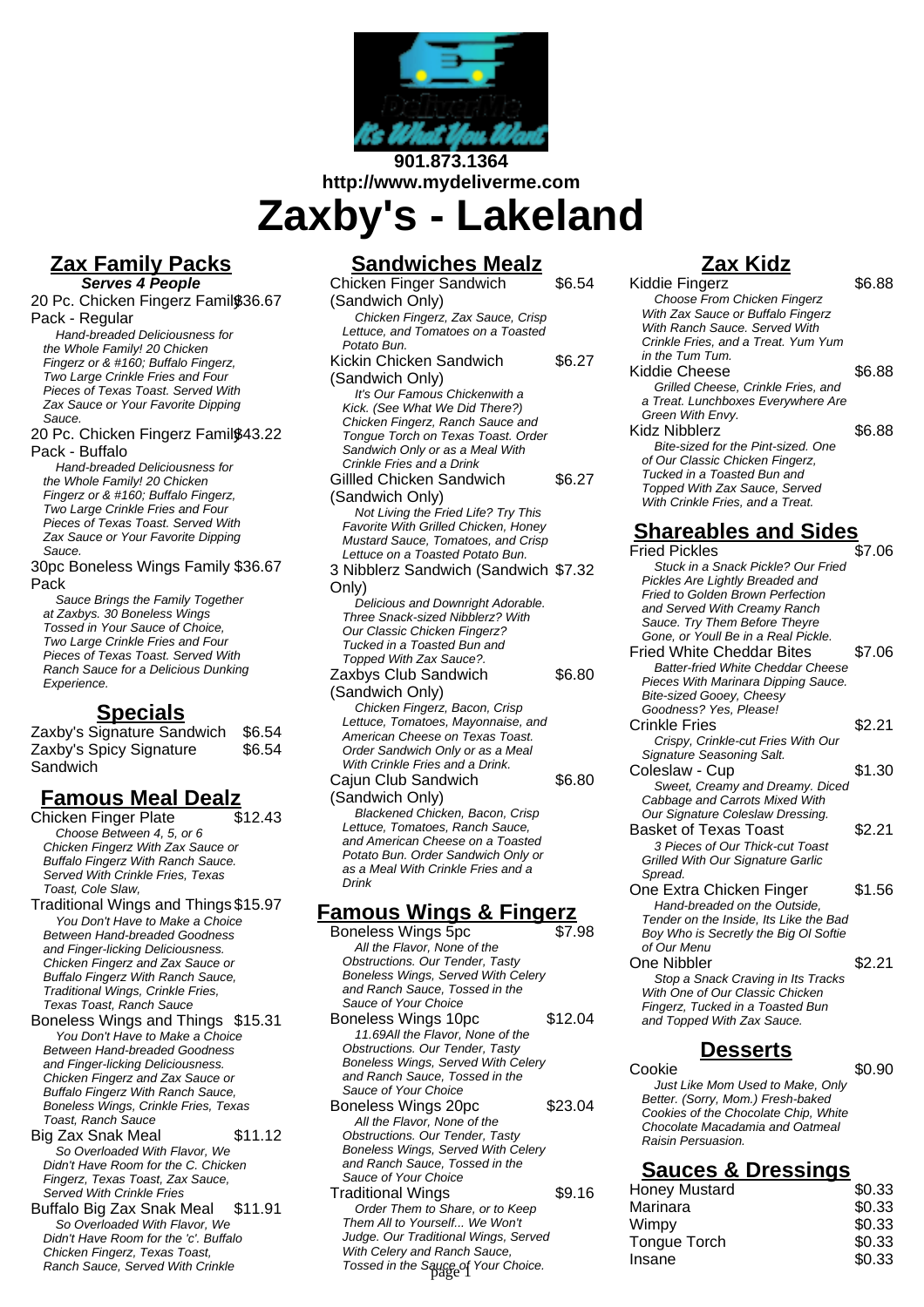901.873.1364
http://www.mydeliverme.com

# Zaxby's - Lakeland

## Zax Family Packs

**Serves 4 People**

20 Pc. Chicken Fingerz Family Pack - Regular — $36.67
*Hand-breaded Deliciousness for the Whole Family! 20 Chicken Fingerz or & #160; Buffalo Fingerz, Two Large Crinkle Fries and Four Pieces of Texas Toast. Served With Zax Sauce or Your Favorite Dipping Sauce.*

20 Pc. Chicken Fingerz Family Pack - Buffalo — $43.22
*Hand-breaded Deliciousness for the Whole Family! 20 Chicken Fingerz or & #160; Buffalo Fingerz, Two Large Crinkle Fries and Four Pieces of Texas Toast. Served With Zax Sauce or Your Favorite Dipping Sauce.*

30pc Boneless Wings Family Pack — $36.67
*Sauce Brings the Family Together at Zaxbys. 30 Boneless Wings Tossed in Your Sauce of Choice, Two Large Crinkle Fries and Four Pieces of Texas Toast. Served With Ranch Sauce for a Delicious Dunking Experience.*

## Specials

Zaxby's Signature Sandwich — $6.54

Zaxby's Spicy Signature Sandwich — $6.54

## Famous Meal Dealz

Chicken Finger Plate — $12.43
*Choose Between 4, 5, or 6 Chicken Fingerz With Zax Sauce or Buffalo Fingerz With Ranch Sauce. Served With Crinkle Fries, Texas Toast, Cole Slaw,*

Traditional Wings and Things — $15.97
*You Don't Have to Make a Choice Between Hand-breaded Goodness and Finger-licking Deliciousness. Chicken Fingerz and Zax Sauce or Buffalo Fingerz With Ranch Sauce, Traditional Wings, Crinkle Fries, Texas Toast, Ranch Sauce*

Boneless Wings and Things — $15.31
*You Don't Have to Make a Choice Between Hand-breaded Goodness and Finger-licking Deliciousness. Chicken Fingerz and Zax Sauce or Buffalo Fingerz With Ranch Sauce, Boneless Wings, Crinkle Fries, Texas Toast, Ranch Sauce*

Big Zax Snak Meal — $11.12
*So Overloaded With Flavor, We Didn't Have Room for the C. Chicken Fingerz, Texas Toast, Zax Sauce, Served With Crinkle Fries*

Buffalo Big Zax Snak Meal — $11.91
*So Overloaded With Flavor, We Didn't Have Room for the 'c'. Buffalo Chicken Fingerz, Texas Toast, Ranch Sauce, Served With Crinkle*

## Sandwiches Mealz

Chicken Finger Sandwich (Sandwich Only) — $6.54
*Chicken Fingerz, Zax Sauce, Crisp Lettuce, and Tomatoes on a Toasted Potato Bun.*

Kickin Chicken Sandwich (Sandwich Only) — $6.27
*It's Our Famous Chickenwith a Kick. (See What We Did There?) Chicken Fingerz, Ranch Sauce and Tongue Torch on Texas Toast. Order Sandwich Only or as a Meal With Crinkle Fries and a Drink*

Gillled Chicken Sandwich (Sandwich Only) — $6.27
*Not Living the Fried Life? Try This Favorite With Grilled Chicken, Honey Mustard Sauce, Tomatoes, and Crisp Lettuce on a Toasted Potato Bun.*

3 Nibblerz Sandwich (Sandwich Only) — $7.32
*Delicious and Downright Adorable. Three Snack-sized Nibblerz? With Our Classic Chicken Fingerz? Tucked in a Toasted Bun and Topped With Zax Sauce?.*

Zaxbys Club Sandwich (Sandwich Only) — $6.80
*Chicken Fingerz, Bacon, Crisp Lettuce, Tomatoes, Mayonnaise, and American Cheese on Texas Toast. Order Sandwich Only or as a Meal With Crinkle Fries and a Drink.*

Cajun Club Sandwich (Sandwich Only) — $6.80
*Blackened Chicken, Bacon, Crisp Lettuce, Tomatoes, Ranch Sauce, and American Cheese on a Toasted Potato Bun. Order Sandwich Only or as a Meal With Crinkle Fries and a Drink*

## Famous Wings & Fingerz

Boneless Wings 5pc — $7.98
*All the Flavor, None of the Obstructions. Our Tender, Tasty Boneless Wings, Served With Celery and Ranch Sauce, Tossed in the Sauce of Your Choice*

Boneless Wings 10pc — $12.04
*11.69All the Flavor, None of the Obstructions. Our Tender, Tasty Boneless Wings, Served With Celery and Ranch Sauce, Tossed in the Sauce of Your Choice*

Boneless Wings 20pc — $23.04
*All the Flavor, None of the Obstructions. Our Tender, Tasty Boneless Wings, Served With Celery and Ranch Sauce, Tossed in the Sauce of Your Choice*

Traditional Wings — $9.16
*Order Them to Share, or to Keep Them All to Yourself... We Won't Judge. Our Traditional Wings, Served With Celery and Ranch Sauce, Tossed in the Sauce of Your Choice.*

## Zax Kidz

Kiddie Fingerz — $6.88
*Choose From Chicken Fingerz With Zax Sauce or Buffalo Fingerz With Ranch Sauce. Served With Crinkle Fries, and a Treat. Yum Yum in the Tum Tum.*

Kiddie Cheese — $6.88
*Grilled Cheese, Crinkle Fries, and a Treat. Lunchboxes Everywhere Are Green With Envy.*

Kidz Nibblerz — $6.88
*Bite-sized for the Pint-sized. One of Our Classic Chicken Fingerz, Tucked in a Toasted Bun and Topped With Zax Sauce, Served With Crinkle Fries, and a Treat.*

## Shareables and Sides

Fried Pickles — $7.06
*Stuck in a Snack Pickle? Our Fried Pickles Are Lightly Breaded and Fried to Golden Brown Perfection and Served With Creamy Ranch Sauce. Try Them Before Theyre Gone, or Youll Be in a Real Pickle.*

Fried White Cheddar Bites — $7.06
*Batter-fried White Cheddar Cheese Pieces With Marinara Dipping Sauce. Bite-sized Gooey, Cheesy Goodness? Yes, Please!*

Crinkle Fries — $2.21
*Crispy, Crinkle-cut Fries With Our Signature Seasoning Salt.*

Coleslaw - Cup — $1.30
*Sweet, Creamy and Dreamy. Diced Cabbage and Carrots Mixed With Our Signature Coleslaw Dressing.*

Basket of Texas Toast — $2.21
*3 Pieces of Our Thick-cut Toast Grilled With Our Signature Garlic Spread.*

One Extra Chicken Finger — $1.56
*Hand-breaded on the Outside, Tender on the Inside, Its Like the Bad Boy Who is Secretly the Big Ol Softie of Our Menu*

One Nibbler — $2.21
*Stop a Snack Craving in Its Tracks With One of Our Classic Chicken Fingerz, Tucked in a Toasted Bun and Topped With Zax Sauce.*

## Desserts

Cookie — $0.90
*Just Like Mom Used to Make, Only Better. (Sorry, Mom.) Fresh-baked Cookies of the Chocolate Chip, White Chocolate Macadamia and Oatmeal Raisin Persuasion.*

## Sauces & Dressings

| Item | Price |
|---|---|
| Honey Mustard | $0.33 |
| Marinara | $0.33 |
| Wimpy | $0.33 |
| Tongue Torch | $0.33 |
| Insane | $0.33 |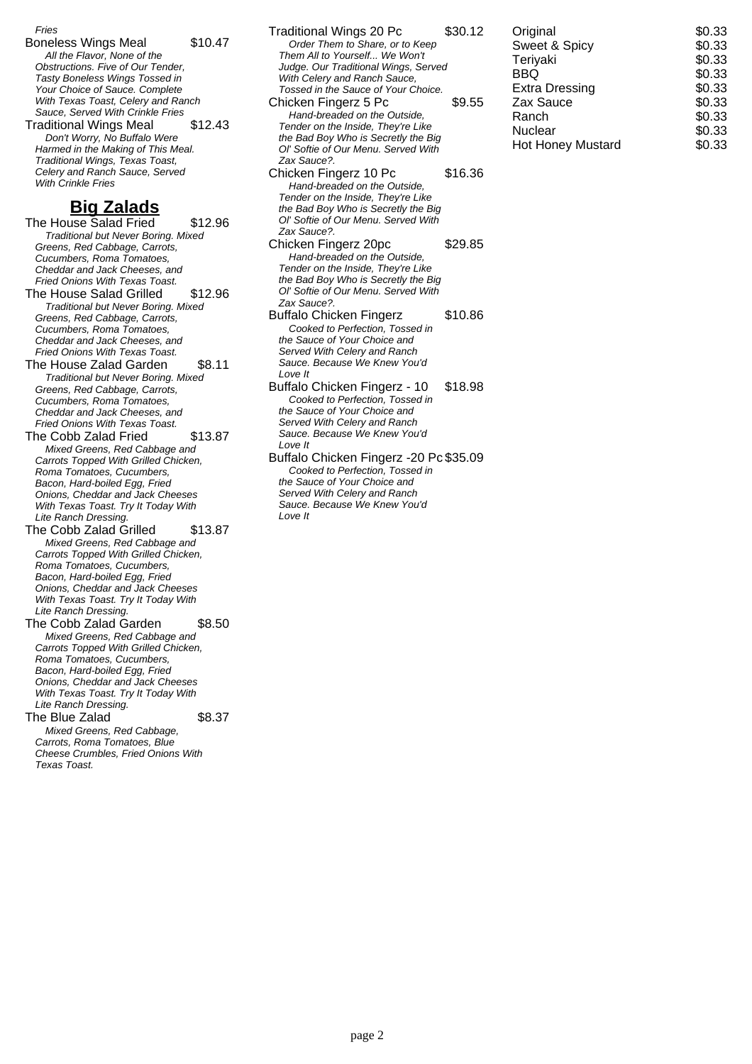*Fries*

Boneless Wings Meal $10.47

*All the Flavor, None of the Obstructions. Five of Our Tender, Tasty Boneless Wings Tossed in Your Choice of Sauce. Complete With Texas Toast, Celery and Ranch Sauce, Served With Crinkle Fries*

Traditional Wings Meal $12.43

*Don't Worry, No Buffalo Were Harmed in the Making of This Meal. Traditional Wings, Texas Toast, Celery and Ranch Sauce, Served With Crinkle Fries*

## Big Zalads

The House Salad Fried $12.96

*Traditional but Never Boring. Mixed Greens, Red Cabbage, Carrots, Cucumbers, Roma Tomatoes, Cheddar and Jack Cheeses, and Fried Onions With Texas Toast.*

The House Salad Grilled $12.96

*Traditional but Never Boring. Mixed Greens, Red Cabbage, Carrots, Cucumbers, Roma Tomatoes, Cheddar and Jack Cheeses, and Fried Onions With Texas Toast.*

The House Zalad Garden $8.11

*Traditional but Never Boring. Mixed Greens, Red Cabbage, Carrots, Cucumbers, Roma Tomatoes, Cheddar and Jack Cheeses, and Fried Onions With Texas Toast.*

The Cobb Zalad Fried $13.87

*Mixed Greens, Red Cabbage and Carrots Topped With Grilled Chicken, Roma Tomatoes, Cucumbers, Bacon, Hard-boiled Egg, Fried Onions, Cheddar and Jack Cheeses With Texas Toast. Try It Today With Lite Ranch Dressing.*

The Cobb Zalad Grilled $13.87

*Mixed Greens, Red Cabbage and Carrots Topped With Grilled Chicken, Roma Tomatoes, Cucumbers, Bacon, Hard-boiled Egg, Fried Onions, Cheddar and Jack Cheeses With Texas Toast. Try It Today With Lite Ranch Dressing.*

The Cobb Zalad Garden $8.50

*Mixed Greens, Red Cabbage and Carrots Topped With Grilled Chicken, Roma Tomatoes, Cucumbers, Bacon, Hard-boiled Egg, Fried Onions, Cheddar and Jack Cheeses With Texas Toast. Try It Today With Lite Ranch Dressing.*

The Blue Zalad $8.37

*Mixed Greens, Red Cabbage, Carrots, Roma Tomatoes, Blue Cheese Crumbles, Fried Onions With Texas Toast.*

Traditional Wings 20 Pc $30.12

*Order Them to Share, or to Keep Them All to Yourself... We Won't Judge. Our Traditional Wings, Served With Celery and Ranch Sauce, Tossed in the Sauce of Your Choice.*

Chicken Fingerz 5 Pc $9.55

*Hand-breaded on the Outside, Tender on the Inside, They're Like the Bad Boy Who is Secretly the Big Ol' Softie of Our Menu. Served With Zax Sauce?.*

Chicken Fingerz 10 Pc $16.36

*Hand-breaded on the Outside, Tender on the Inside, They're Like the Bad Boy Who is Secretly the Big Ol' Softie of Our Menu. Served With Zax Sauce?.*

Chicken Fingerz 20pc $29.85

*Hand-breaded on the Outside, Tender on the Inside, They're Like the Bad Boy Who is Secretly the Big Ol' Softie of Our Menu. Served With Zax Sauce?.*

Buffalo Chicken Fingerz $10.86

*Cooked to Perfection, Tossed in the Sauce of Your Choice and Served With Celery and Ranch Sauce. Because We Knew You'd Love It*

Buffalo Chicken Fingerz - 10 $18.98

*Cooked to Perfection, Tossed in the Sauce of Your Choice and Served With Celery and Ranch Sauce. Because We Knew You'd Love It*

Buffalo Chicken Fingerz -20 Pc $35.09

*Cooked to Perfection, Tossed in the Sauce of Your Choice and Served With Celery and Ranch Sauce. Because We Knew You'd Love It*

| | |
|---|---|
| Original | $0.33 |
| Sweet & Spicy | $0.33 |
| Teriyaki | $0.33 |
| BBQ | $0.33 |
| Extra Dressing | $0.33 |
| Zax Sauce | $0.33 |
| Ranch | $0.33 |
| Nuclear | $0.33 |
| Hot Honey Mustard | $0.33 |